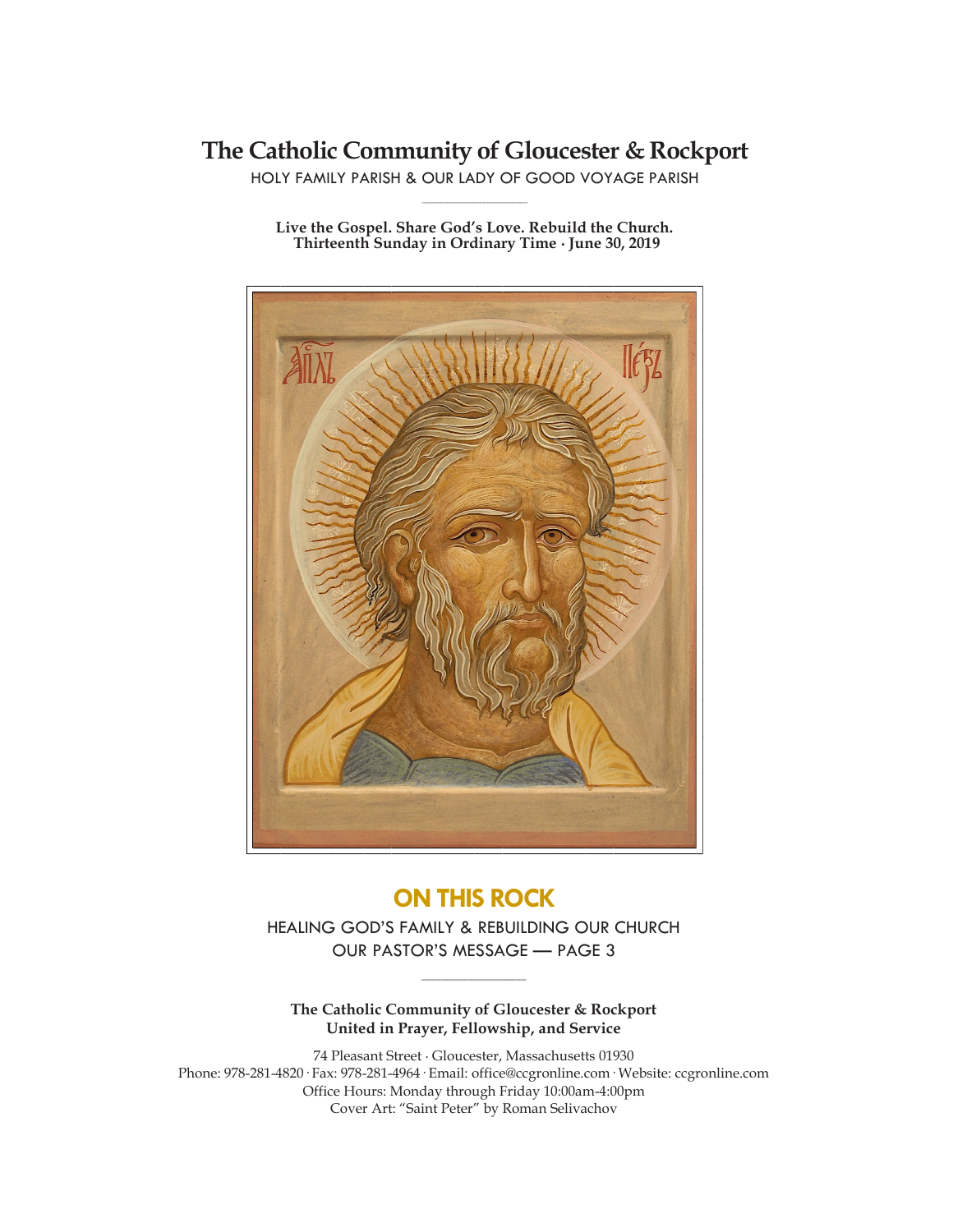# The Catholic Community of Gloucester & Rockport

HOLY FAMILY PARISH & OUR LADY OF GOOD VOYAGE PARISH

**Live the Gospel. Share God's Love. Rebuild the Church.**
**Thirteenth Sunday in Ordinary Time · June 30, 2019**

## ON THIS ROCK

HEALING GOD'S FAMILY & REBUILDING OUR CHURCH
OUR PASTOR'S MESSAGE — PAGE 3

**The Catholic Community of Gloucester & Rockport**
**United in Prayer, Fellowship, and Service**

74 Pleasant Street · Gloucester, Massachusetts 01930
Phone: 978-281-4820 · Fax: 978-281-4964 · Email: office@ccgronline.com · Website: ccgronline.com
Office Hours: Monday through Friday 10:00am-4:00pm
Cover Art: "Saint Peter" by Roman Selivachov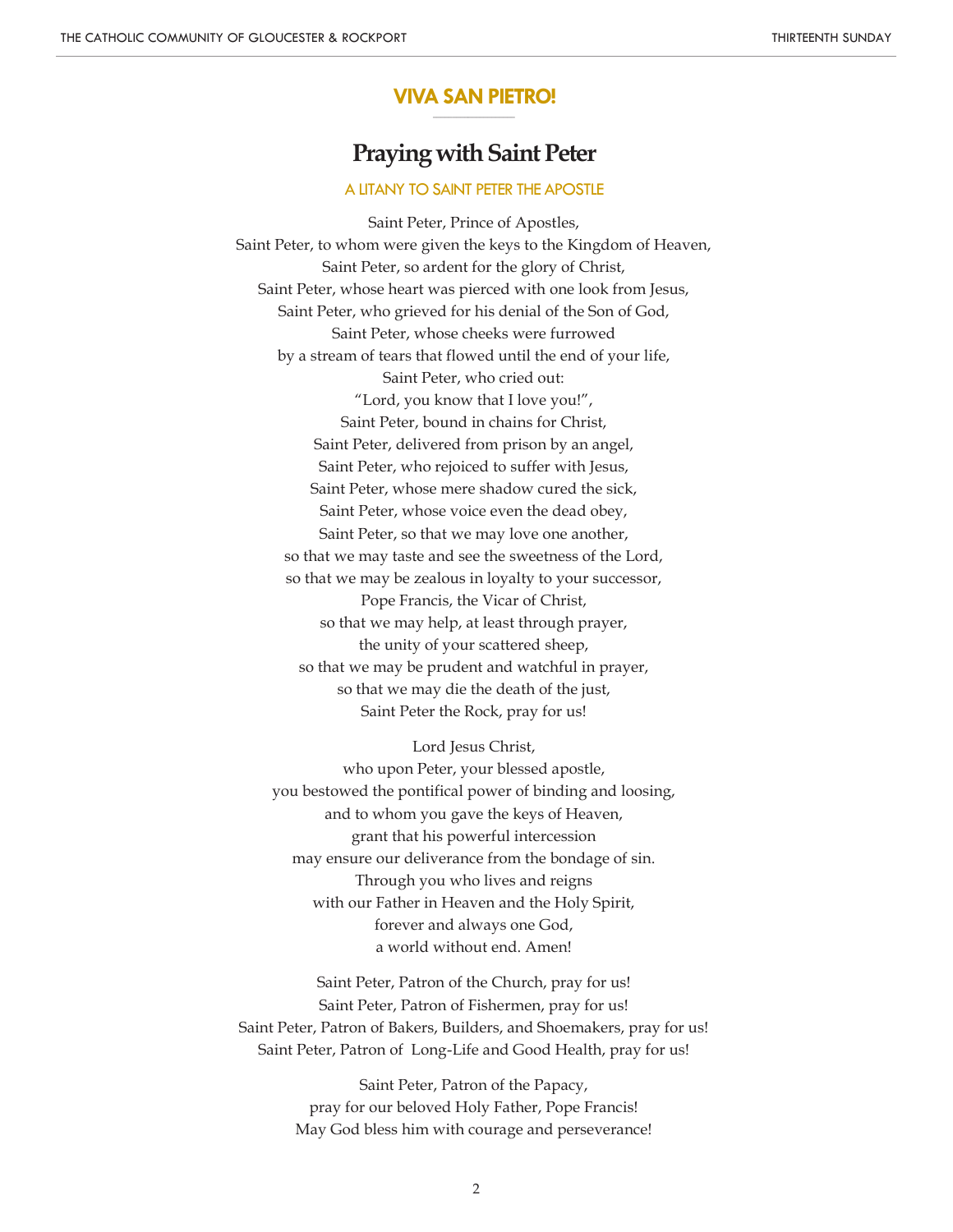## VIVA SAN PIETRO!

# Praying with Saint Peter

### A LITANY TO SAINT PETER THE APOSTLE

Saint Peter, Prince of Apostles,
Saint Peter, to whom were given the keys to the Kingdom of Heaven,
Saint Peter, so ardent for the glory of Christ,
Saint Peter, whose heart was pierced with one look from Jesus,
Saint Peter, who grieved for his denial of the Son of God,
Saint Peter, whose cheeks were furrowed
by a stream of tears that flowed until the end of your life,
Saint Peter, who cried out:
"Lord, you know that I love you!",
Saint Peter, bound in chains for Christ,
Saint Peter, delivered from prison by an angel,
Saint Peter, who rejoiced to suffer with Jesus,
Saint Peter, whose mere shadow cured the sick,
Saint Peter, whose voice even the dead obey,
Saint Peter, so that we may love one another,
so that we may taste and see the sweetness of the Lord,
so that we may be zealous in loyalty to your successor,
Pope Francis, the Vicar of Christ,
so that we may help, at least through prayer,
the unity of your scattered sheep,
so that we may be prudent and watchful in prayer,
so that we may die the death of the just,
Saint Peter the Rock, pray for us!

Lord Jesus Christ,
who upon Peter, your blessed apostle,
you bestowed the pontifical power of binding and loosing,
and to whom you gave the keys of Heaven,
grant that his powerful intercession
may ensure our deliverance from the bondage of sin.
Through you who lives and reigns
with our Father in Heaven and the Holy Spirit,
forever and always one God,
a world without end. Amen!

Saint Peter, Patron of the Church, pray for us!
Saint Peter, Patron of Fishermen, pray for us!
Saint Peter, Patron of Bakers, Builders, and Shoemakers, pray for us!
Saint Peter, Patron of Long-Life and Good Health, pray for us!

Saint Peter, Patron of the Papacy,
pray for our beloved Holy Father, Pope Francis!
May God bless him with courage and perseverance!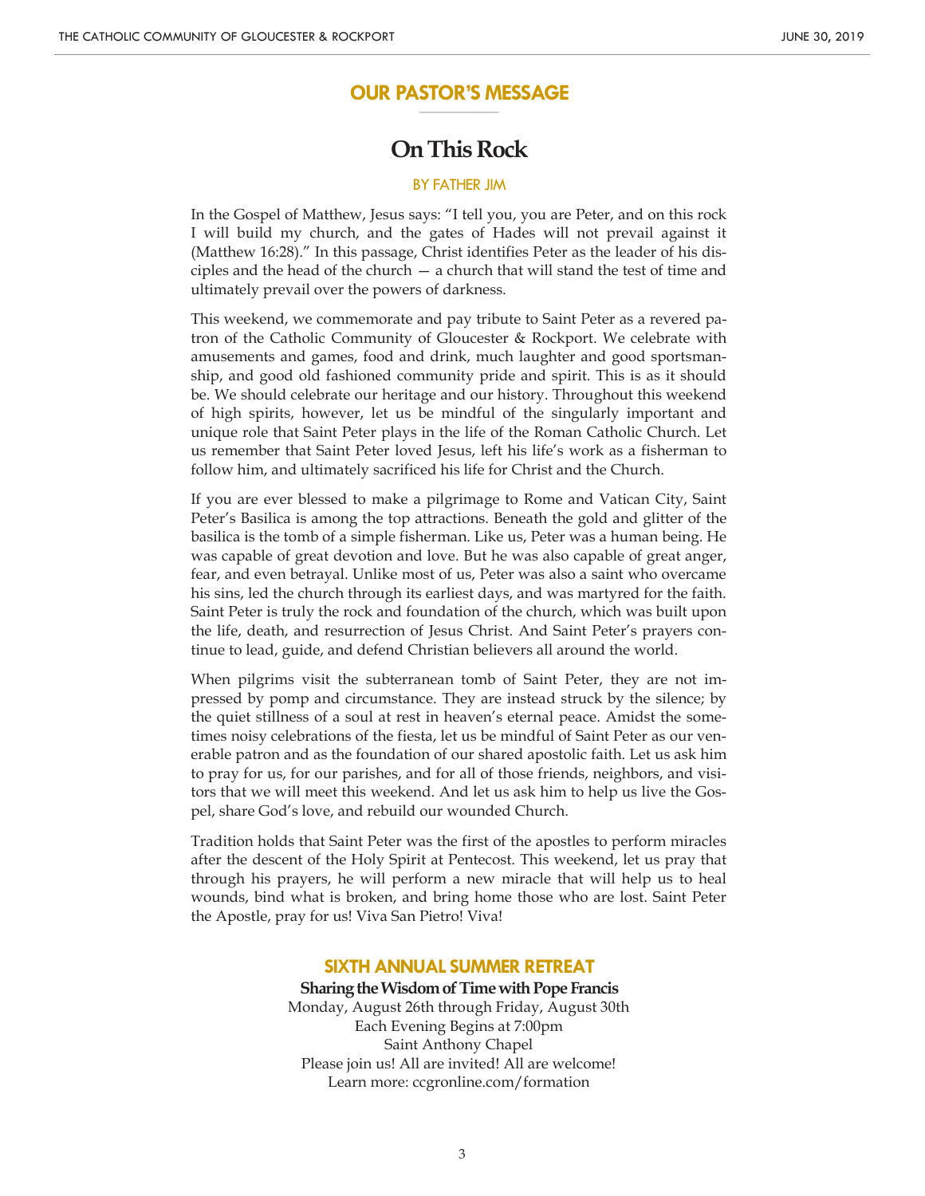## OUR PASTOR'S MESSAGE

# On This Rock

BY FATHER JIM

In the Gospel of Matthew, Jesus says: "I tell you, you are Peter, and on this rock I will build my church, and the gates of Hades will not prevail against it (Matthew 16:28)." In this passage, Christ identifies Peter as the leader of his disciples and the head of the church — a church that will stand the test of time and ultimately prevail over the powers of darkness.

This weekend, we commemorate and pay tribute to Saint Peter as a revered patron of the Catholic Community of Gloucester & Rockport. We celebrate with amusements and games, food and drink, much laughter and good sportsmanship, and good old fashioned community pride and spirit. This is as it should be. We should celebrate our heritage and our history. Throughout this weekend of high spirits, however, let us be mindful of the singularly important and unique role that Saint Peter plays in the life of the Roman Catholic Church. Let us remember that Saint Peter loved Jesus, left his life's work as a fisherman to follow him, and ultimately sacrificed his life for Christ and the Church.

If you are ever blessed to make a pilgrimage to Rome and Vatican City, Saint Peter's Basilica is among the top attractions. Beneath the gold and glitter of the basilica is the tomb of a simple fisherman. Like us, Peter was a human being. He was capable of great devotion and love. But he was also capable of great anger, fear, and even betrayal. Unlike most of us, Peter was also a saint who overcame his sins, led the church through its earliest days, and was martyred for the faith. Saint Peter is truly the rock and foundation of the church, which was built upon the life, death, and resurrection of Jesus Christ. And Saint Peter's prayers continue to lead, guide, and defend Christian believers all around the world.

When pilgrims visit the subterranean tomb of Saint Peter, they are not impressed by pomp and circumstance. They are instead struck by the silence; by the quiet stillness of a soul at rest in heaven's eternal peace. Amidst the sometimes noisy celebrations of the fiesta, let us be mindful of Saint Peter as our venerable patron and as the foundation of our shared apostolic faith. Let us ask him to pray for us, for our parishes, and for all of those friends, neighbors, and visitors that we will meet this weekend. And let us ask him to help us live the Gospel, share God's love, and rebuild our wounded Church.

Tradition holds that Saint Peter was the first of the apostles to perform miracles after the descent of the Holy Spirit at Pentecost. This weekend, let us pray that through his prayers, he will perform a new miracle that will help us to heal wounds, bind what is broken, and bring home those who are lost. Saint Peter the Apostle, pray for us! Viva San Pietro! Viva!

## SIXTH ANNUAL SUMMER RETREAT

**Sharing the Wisdom of Time with Pope Francis**

Monday, August 26th through Friday, August 30th
Each Evening Begins at 7:00pm
Saint Anthony Chapel
Please join us! All are invited! All are welcome!
Learn more: ccgronline.com/formation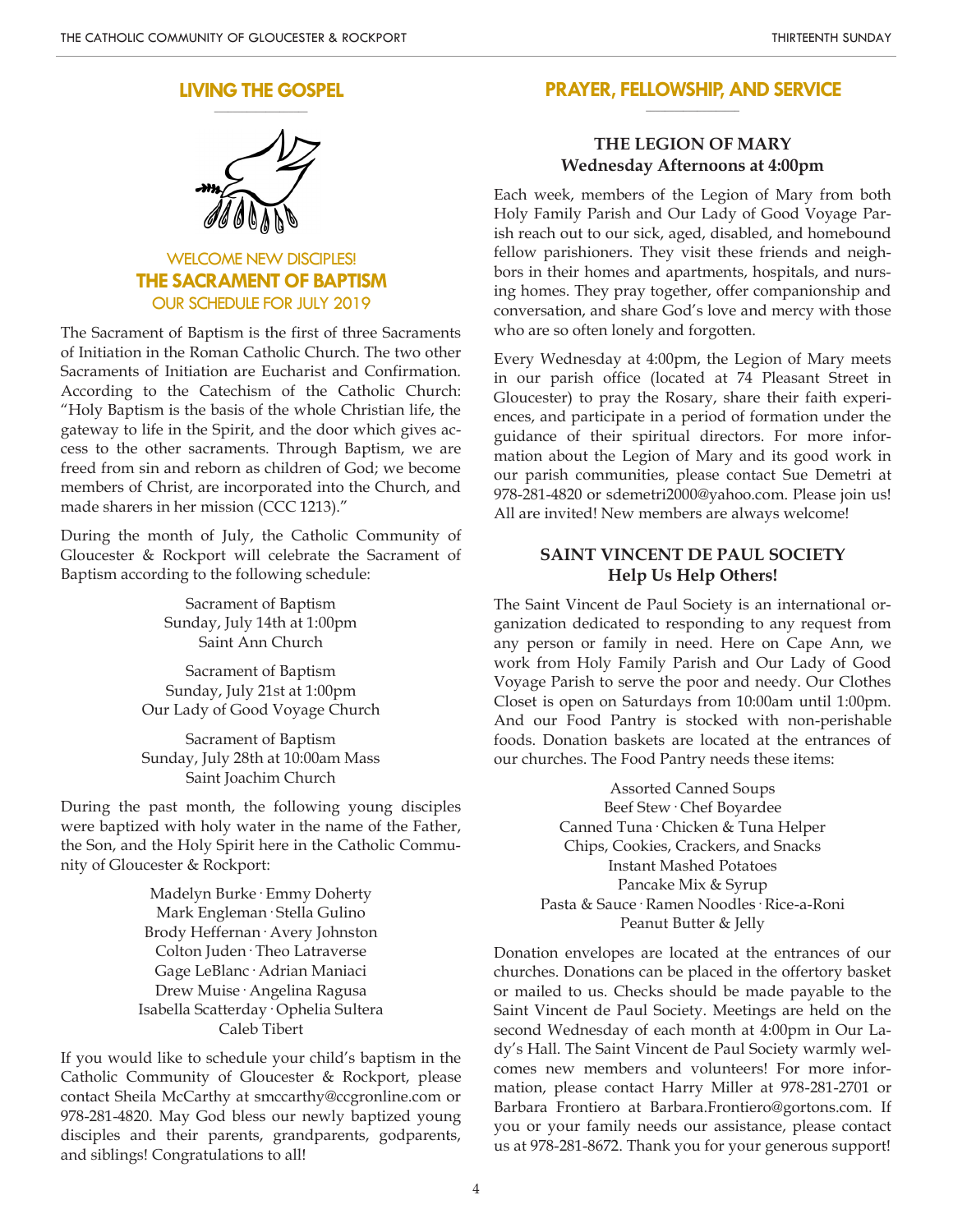## LIVING THE GOSPEL

### WELCOME NEW DISCIPLES!
### THE SACRAMENT OF BAPTISM
### OUR SCHEDULE FOR JULY 2019

The Sacrament of Baptism is the first of three Sacraments of Initiation in the Roman Catholic Church. The two other Sacraments of Initiation are Eucharist and Confirmation. According to the Catechism of the Catholic Church: "Holy Baptism is the basis of the whole Christian life, the gateway to life in the Spirit, and the door which gives access to the other sacraments. Through Baptism, we are freed from sin and reborn as children of God; we become members of Christ, are incorporated into the Church, and made sharers in her mission (CCC 1213)."

During the month of July, the Catholic Community of Gloucester & Rockport will celebrate the Sacrament of Baptism according to the following schedule:

Sacrament of Baptism
Sunday, July 14th at 1:00pm
Saint Ann Church

Sacrament of Baptism
Sunday, July 21st at 1:00pm
Our Lady of Good Voyage Church

Sacrament of Baptism
Sunday, July 28th at 10:00am Mass
Saint Joachim Church

During the past month, the following young disciples were baptized with holy water in the name of the Father, the Son, and the Holy Spirit here in the Catholic Community of Gloucester & Rockport:

Madelyn Burke · Emmy Doherty
Mark Engleman · Stella Gulino
Brody Heffernan · Avery Johnston
Colton Juden · Theo Latraverse
Gage LeBlanc · Adrian Maniaci
Drew Muise · Angelina Ragusa
Isabella Scatterday · Ophelia Sultera
Caleb Tibert

If you would like to schedule your child's baptism in the Catholic Community of Gloucester & Rockport, please contact Sheila McCarthy at smccarthy@ccgronline.com or 978-281-4820. May God bless our newly baptized young disciples and their parents, grandparents, godparents, and siblings! Congratulations to all!

## PRAYER, FELLOWSHIP, AND SERVICE

### THE LEGION OF MARY
**Wednesday Afternoons at 4:00pm**

Each week, members of the Legion of Mary from both Holy Family Parish and Our Lady of Good Voyage Parish reach out to our sick, aged, disabled, and homebound fellow parishioners. They visit these friends and neighbors in their homes and apartments, hospitals, and nursing homes. They pray together, offer companionship and conversation, and share God's love and mercy with those who are so often lonely and forgotten.

Every Wednesday at 4:00pm, the Legion of Mary meets in our parish office (located at 74 Pleasant Street in Gloucester) to pray the Rosary, share their faith experiences, and participate in a period of formation under the guidance of their spiritual directors. For more information about the Legion of Mary and its good work in our parish communities, please contact Sue Demetri at 978-281-4820 or sdemetri2000@yahoo.com. Please join us! All are invited! New members are always welcome!

### SAINT VINCENT DE PAUL SOCIETY
**Help Us Help Others!**

The Saint Vincent de Paul Society is an international organization dedicated to responding to any request from any person or family in need. Here on Cape Ann, we work from Holy Family Parish and Our Lady of Good Voyage Parish to serve the poor and needy. Our Clothes Closet is open on Saturdays from 10:00am until 1:00pm. And our Food Pantry is stocked with non-perishable foods. Donation baskets are located at the entrances of our churches. The Food Pantry needs these items:

Assorted Canned Soups
Beef Stew · Chef Boyardee
Canned Tuna · Chicken & Tuna Helper
Chips, Cookies, Crackers, and Snacks
Instant Mashed Potatoes
Pancake Mix & Syrup
Pasta & Sauce · Ramen Noodles · Rice-a-Roni
Peanut Butter & Jelly

Donation envelopes are located at the entrances of our churches. Donations can be placed in the offertory basket or mailed to us. Checks should be made payable to the Saint Vincent de Paul Society. Meetings are held on the second Wednesday of each month at 4:00pm in Our Lady's Hall. The Saint Vincent de Paul Society warmly welcomes new members and volunteers! For more information, please contact Harry Miller at 978-281-2701 or Barbara Frontiero at Barbara.Frontiero@gortons.com. If you or your family needs our assistance, please contact us at 978-281-8672. Thank you for your generous support!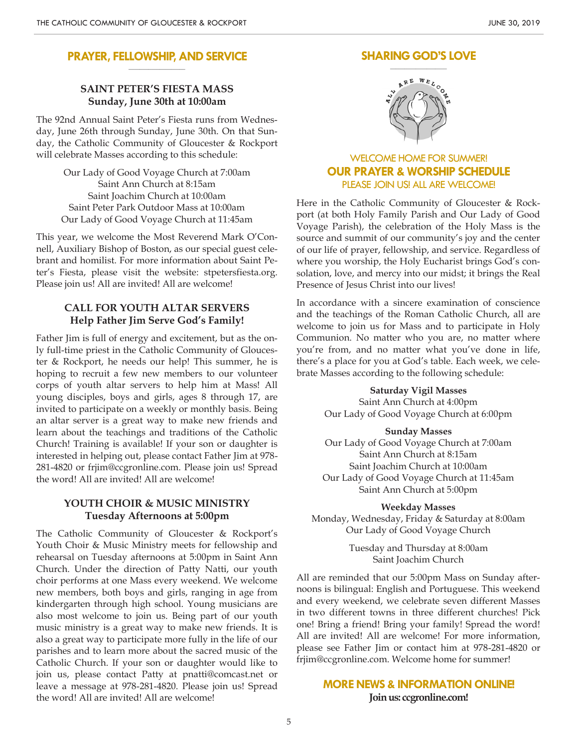## PRAYER, FELLOWSHIP, AND SERVICE

### SAINT PETER'S FIESTA MASS
**Sunday, June 30th at 10:00am**

The 92nd Annual Saint Peter's Fiesta runs from Wednesday, June 26th through Sunday, June 30th. On that Sunday, the Catholic Community of Gloucester & Rockport will celebrate Masses according to this schedule:

Our Lady of Good Voyage Church at 7:00am
Saint Ann Church at 8:15am
Saint Joachim Church at 10:00am
Saint Peter Park Outdoor Mass at 10:00am
Our Lady of Good Voyage Church at 11:45am

This year, we welcome the Most Reverend Mark O'Connell, Auxiliary Bishop of Boston, as our special guest celebrant and homilist. For more information about Saint Peter's Fiesta, please visit the website: stpetersfiesta.org. Please join us! All are invited! All are welcome!

### CALL FOR YOUTH ALTAR SERVERS
**Help Father Jim Serve God's Family!**

Father Jim is full of energy and excitement, but as the only full-time priest in the Catholic Community of Gloucester & Rockport, he needs our help! This summer, he is hoping to recruit a few new members to our volunteer corps of youth altar servers to help him at Mass! All young disciples, boys and girls, ages 8 through 17, are invited to participate on a weekly or monthly basis. Being an altar server is a great way to make new friends and learn about the teachings and traditions of the Catholic Church! Training is available! If your son or daughter is interested in helping out, please contact Father Jim at 978-281-4820 or frjim@ccgronline.com. Please join us! Spread the word! All are invited! All are welcome!

### YOUTH CHOIR & MUSIC MINISTRY
**Tuesday Afternoons at 5:00pm**

The Catholic Community of Gloucester & Rockport's Youth Choir & Music Ministry meets for fellowship and rehearsal on Tuesday afternoons at 5:00pm in Saint Ann Church. Under the direction of Patty Natti, our youth choir performs at one Mass every weekend. We welcome new members, both boys and girls, ranging in age from kindergarten through high school. Young musicians are also most welcome to join us. Being part of our youth music ministry is a great way to make new friends. It is also a great way to participate more fully in the life of our parishes and to learn more about the sacred music of the Catholic Church. If your son or daughter would like to join us, please contact Patty at pnatti@comcast.net or leave a message at 978-281-4820. Please join us! Spread the word! All are invited! All are welcome!

## SHARING GOD'S LOVE

ALL ARE WELCOME

### WELCOME HOME FOR SUMMER!
### OUR PRAYER & WORSHIP SCHEDULE
### PLEASE JOIN US! ALL ARE WELCOME!

Here in the Catholic Community of Gloucester & Rockport (at both Holy Family Parish and Our Lady of Good Voyage Parish), the celebration of the Holy Mass is the source and summit of our community's joy and the center of our life of prayer, fellowship, and service. Regardless of where you worship, the Holy Eucharist brings God's consolation, love, and mercy into our midst; it brings the Real Presence of Jesus Christ into our lives!

In accordance with a sincere examination of conscience and the teachings of the Roman Catholic Church, all are welcome to join us for Mass and to participate in Holy Communion. No matter who you are, no matter where you're from, and no matter what you've done in life, there's a place for you at God's table. Each week, we celebrate Masses according to the following schedule:

**Saturday Vigil Masses**
Saint Ann Church at 4:00pm
Our Lady of Good Voyage Church at 6:00pm

**Sunday Masses**
Our Lady of Good Voyage Church at 7:00am
Saint Ann Church at 8:15am
Saint Joachim Church at 10:00am
Our Lady of Good Voyage Church at 11:45am
Saint Ann Church at 5:00pm

**Weekday Masses**
Monday, Wednesday, Friday & Saturday at 8:00am
Our Lady of Good Voyage Church

Tuesday and Thursday at 8:00am
Saint Joachim Church

All are reminded that our 5:00pm Mass on Sunday afternoons is bilingual: English and Portuguese. This weekend and every weekend, we celebrate seven different Masses in two different towns in three different churches! Pick one! Bring a friend! Bring your family! Spread the word! All are invited! All are welcome! For more information, please see Father Jim or contact him at 978-281-4820 or frjim@ccgronline.com. Welcome home for summer!

### MORE NEWS & INFORMATION ONLINE!
**Join us: ccgronline.com!**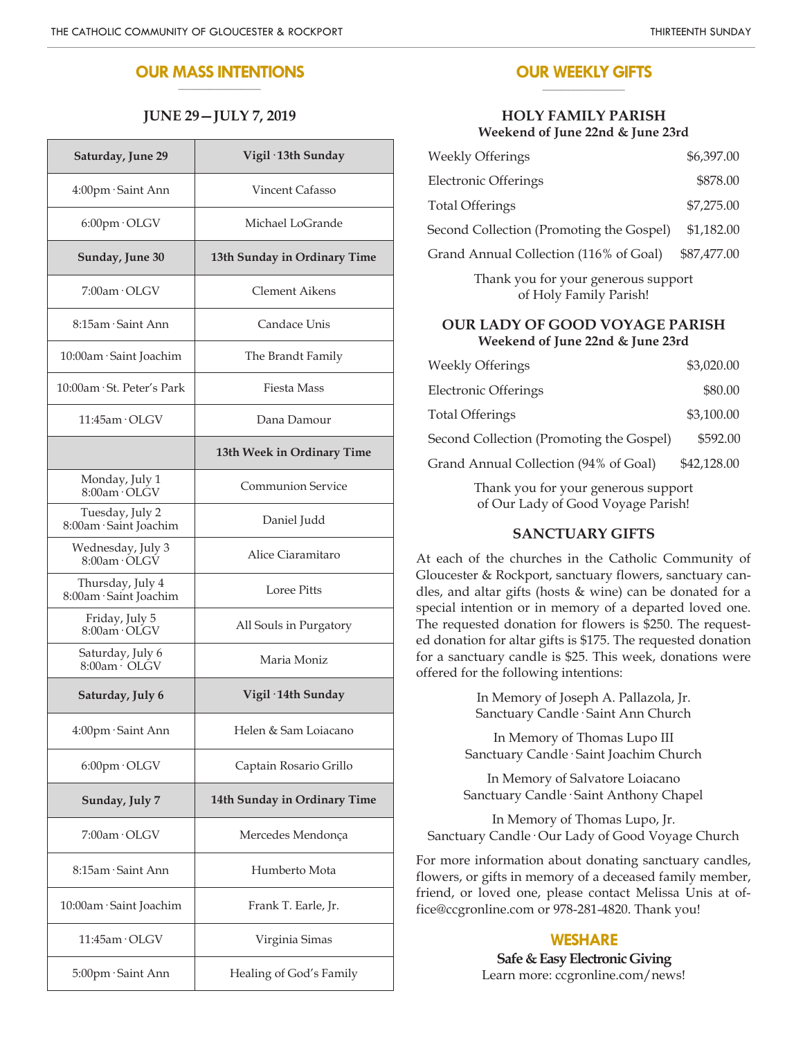## OUR MASS INTENTIONS

### JUNE 29—JULY 7, 2019

| Saturday, June 29 | Vigil · 13th Sunday |
|---|---|
| 4:00pm · Saint Ann | Vincent Cafasso |
| 6:00pm · OLGV | Michael LoGrande |
| **Sunday, June 30** | **13th Sunday in Ordinary Time** |
| 7:00am · OLGV | Clement Aikens |
| 8:15am · Saint Ann | Candace Unis |
| 10:00am · Saint Joachim | The Brandt Family |
| 10:00am · St. Peter's Park | Fiesta Mass |
| 11:45am · OLGV | Dana Damour |
| | **13th Week in Ordinary Time** |
| Monday, July 1 8:00am · OLGV | Communion Service |
| Tuesday, July 2 8:00am · Saint Joachim | Daniel Judd |
| Wednesday, July 3 8:00am · OLGV | Alice Ciaramitaro |
| Thursday, July 4 8:00am · Saint Joachim | Loree Pitts |
| Friday, July 5 8:00am · OLGV | All Souls in Purgatory |
| Saturday, July 6 8:00am · OLGV | Maria Moniz |
| **Saturday, July 6** | **Vigil · 14th Sunday** |
| 4:00pm · Saint Ann | Helen & Sam Loiacano |
| 6:00pm · OLGV | Captain Rosario Grillo |
| **Sunday, July 7** | **14th Sunday in Ordinary Time** |
| 7:00am · OLGV | Mercedes Mendonça |
| 8:15am · Saint Ann | Humberto Mota |
| 10:00am · Saint Joachim | Frank T. Earle, Jr. |
| 11:45am · OLGV | Virginia Simas |
| 5:00pm · Saint Ann | Healing of God's Family |

## OUR WEEKLY GIFTS

### HOLY FAMILY PARISH
**Weekend of June 22nd & June 23rd**

| | |
|---|---|
| Weekly Offerings | $6,397.00 |
| Electronic Offerings | $878.00 |
| Total Offerings | $7,275.00 |
| Second Collection (Promoting the Gospel) | $1,182.00 |
| Grand Annual Collection (116% of Goal) | $87,477.00 |

Thank you for your generous support of Holy Family Parish!

### OUR LADY OF GOOD VOYAGE PARISH
**Weekend of June 22nd & June 23rd**

| | |
|---|---|
| Weekly Offerings | $3,020.00 |
| Electronic Offerings | $80.00 |
| Total Offerings | $3,100.00 |
| Second Collection (Promoting the Gospel) | $592.00 |
| Grand Annual Collection (94% of Goal) | $42,128.00 |

Thank you for your generous support of Our Lady of Good Voyage Parish!

### SANCTUARY GIFTS

At each of the churches in the Catholic Community of Gloucester & Rockport, sanctuary flowers, sanctuary candles, and altar gifts (hosts & wine) can be donated for a special intention or in memory of a departed loved one. The requested donation for flowers is $250. The requested donation for altar gifts is $175. The requested donation for a sanctuary candle is $25. This week, donations were offered for the following intentions:

In Memory of Joseph A. Pallazola, Jr.
Sanctuary Candle · Saint Ann Church

In Memory of Thomas Lupo III
Sanctuary Candle · Saint Joachim Church

In Memory of Salvatore Loiacano
Sanctuary Candle · Saint Anthony Chapel

In Memory of Thomas Lupo, Jr.
Sanctuary Candle · Our Lady of Good Voyage Church

For more information about donating sanctuary candles, flowers, or gifts in memory of a deceased family member, friend, or loved one, please contact Melissa Unis at office@ccgronline.com or 978-281-4820. Thank you!

## WESHARE

**Safe & Easy Electronic Giving**
Learn more: ccgronline.com/news!